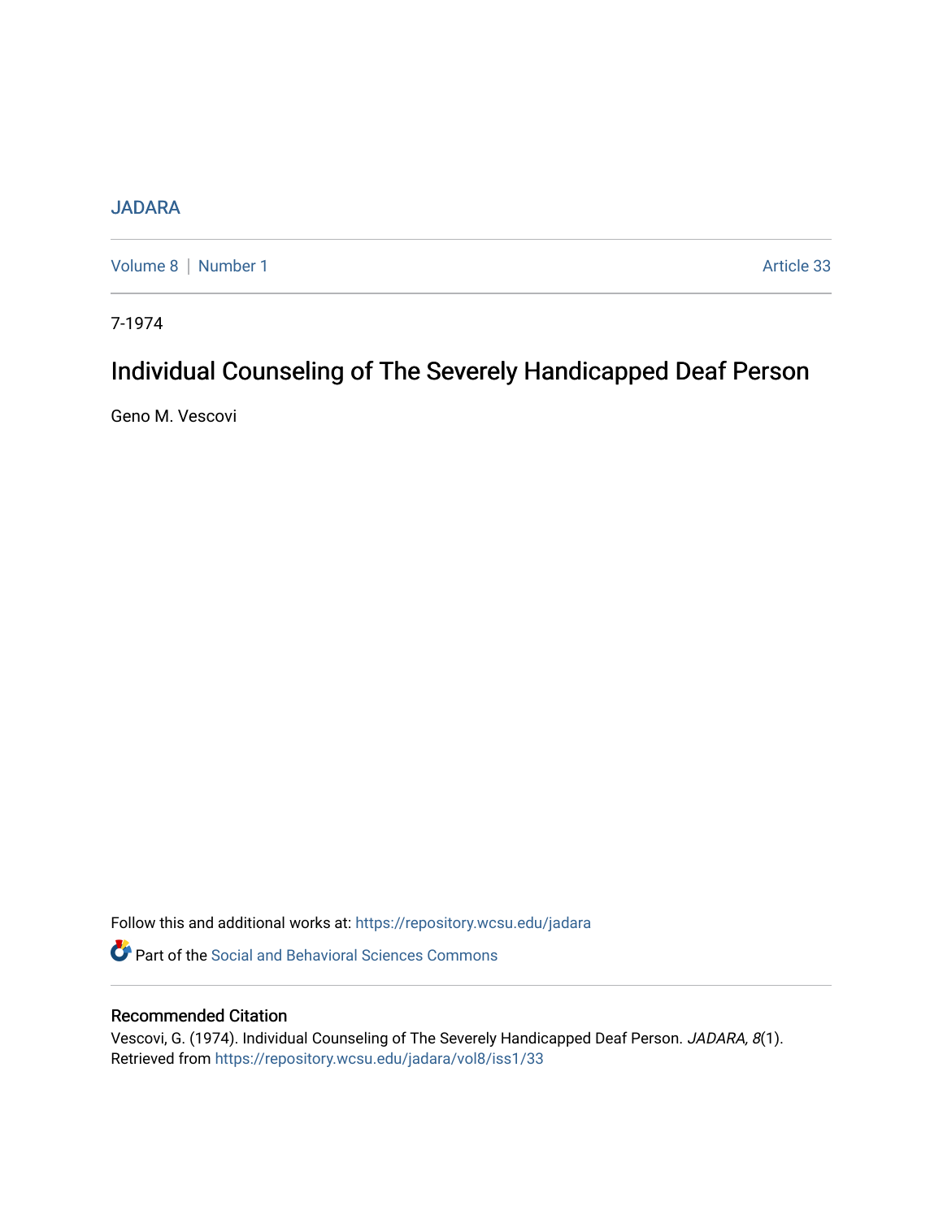JADARA

Volume 8 | Number 1 Article 33

7-1974

# Individual Counseling of The Severely Handicapped Deaf Person

Geno M. Vescovi

Follow this and additional works at: https://repository.wcsu.edu/jadara

Part of the Social and Behavioral Sciences Commons

## Recommended Citation

Vescovi, G. (1974). Individual Counseling of The Severely Handicapped Deaf Person. *JADARA, 8*(1). Retrieved from https://repository.wcsu.edu/jadara/vol8/iss1/33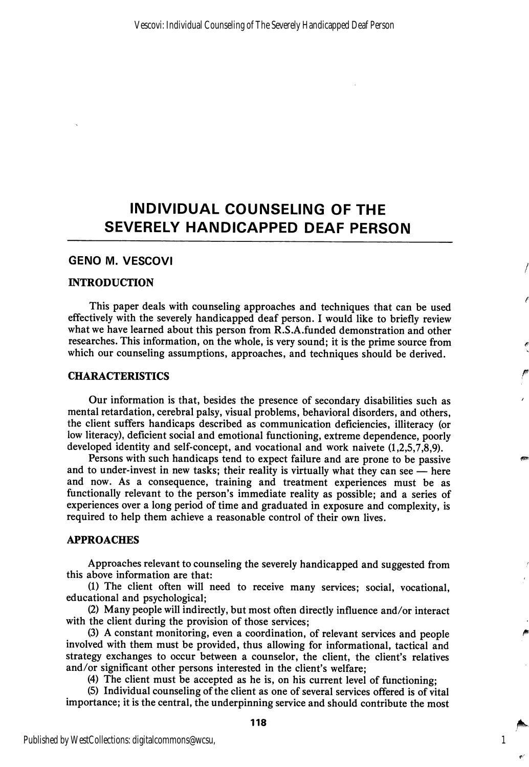# INDIVIDUAL COUNSELING OF THE SEVERELY HANDICAPPED DEAF PERSON

GENO M. VESCOVI

## INTRODUCTION

This paper deals with counseling approaches and techniques that can be used effectively with the severely handicapped deaf person. I would like to briefly review what we have learned about this person from R.S.A.funded demonstration and other researches. This information, on the whole, is very sound; it is the prime source from which our counseling assumptions, approaches, and techniques should be derived.

## CHARACTERISTICS

Our information is that, besides the presence of secondary disabilities such as mental retardation, cerebral palsy, visual problems, behavioral disorders, and others, the client suffers handicaps described as communication deficiencies, illiteracy (or low literacy), deficient social and emotional functioning, extreme dependence, poorly developed identity and self-concept, and vocational and work naivete (1,2,5,7,8,9).

Persons with such handicaps tend to expect failure and are prone to be passive and to under-invest in new tasks; their reality is virtually what they can see — here and now. As a consequence, training and treatment experiences must be as functionally relevant to the person's immediate reality as possible; and a series of experiences over a long period of time and graduated in exposure and complexity, is required to help them achieve a reasonable control of their own lives.

## APPROACHES

Approaches relevant to counseling the severely handicapped and suggested from this above information are that:

(1) The client often will need to receive many services; social, vocational, educational and psychological;

(2) Many people will indirectly, but most often directly influence and/or interact with the client during the provision of those services;

(3) A constant monitoring, even a coordination, of relevant services and people involved with them must be provided, thus allowing for informational, tactical and strategy exchanges to occur between a counselor, the client, the client's relatives and/or significant other persons interested in the client's welfare;

(4) The client must be accepted as he is, on his current level of functioning;

(5) Individual counseling of the client as one of several services offered is of vital importance; it is the central, the underpinning service and should contribute the most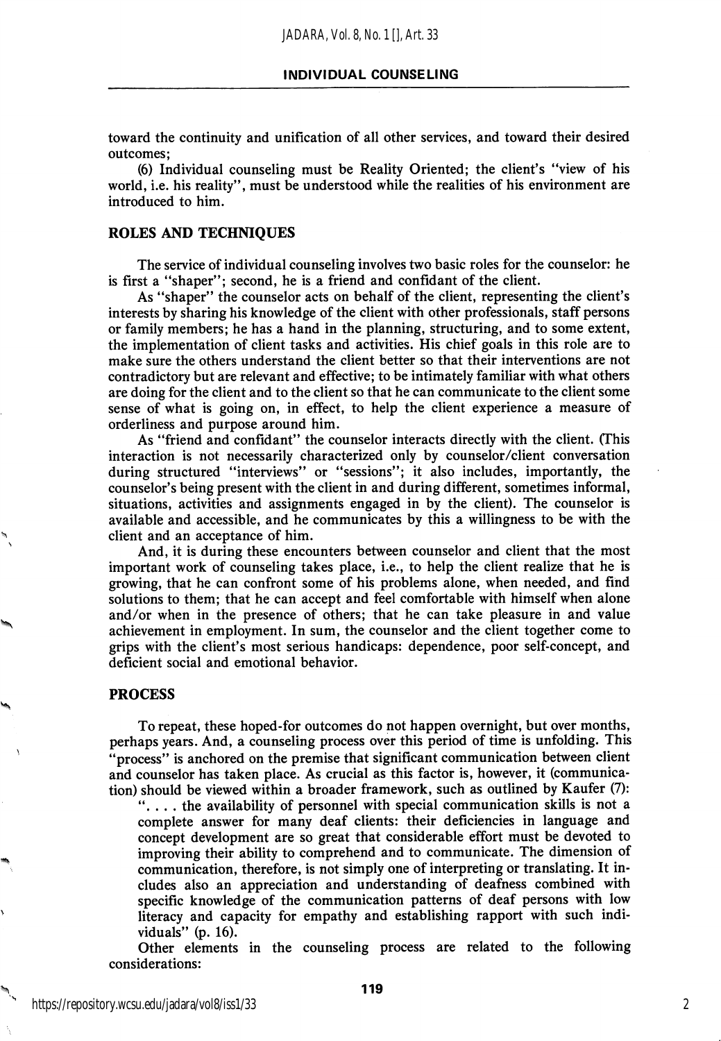toward the continuity and unification of all other services, and toward their desired outcomes;

(6) Individual counseling must be Reality Oriented; the client's "view of his world, i.e. his reality", must be understood while the realities of his environment are introduced to him.

## ROLES AND TECHNIQUES

The service of individual counseling involves two basic roles for the counselor: he is first a "shaper"; second, he is a friend and confidant of the client.

As "shaper" the counselor acts on behalf of the client, representing the client's interests by sharing his knowledge of the client with other professionals, staff persons or family members; he has a hand in the planning, structuring, and to some extent, the implementation of client tasks and activities. His chief goals in this role are to make sure the others understand the client better so that their interventions are not contradictory but are relevant and effective; to be intimately familiar with what others are doing for the client and to the client so that he can communicate to the client some sense of what is going on, in effect, to help the client experience a measure of orderliness and purpose around him.

As "friend and confidant" the counselor interacts directly with the client. (This interaction is not necessarily characterized only by counselor/client conversation during structured "interviews" or "sessions"; it also includes, importantly, the counselor's being present with the client in and during different, sometimes informal, situations, activities and assignments engaged in by the client). The counselor is available and accessible, and he communicates by this a willingness to be with the client and an acceptance of him.

And, it is during these encounters between counselor and client that the most important work of counseling takes place, i.e., to help the client realize that he is growing, that he can confront some of his problems alone, when needed, and find solutions to them; that he can accept and feel comfortable with himself when alone and/or when in the presence of others; that he can take pleasure in and value achievement in employment. In sum, the counselor and the client together come to grips with the client's most serious handicaps: dependence, poor self-concept, and deficient social and emotional behavior.

## PROCESS

To repeat, these hoped-for outcomes do not happen overnight, but over months, perhaps years. And, a counseling process over this period of time is unfolding. This "process" is anchored on the premise that significant communication between client and counselor has taken place. As crucial as this factor is, however, it (communication) should be viewed within a broader framework, such as outlined by Kaufer (7):

> ". . . . the availability of personnel with special communication skills is not a complete answer for many deaf clients: their deficiencies in language and concept development are so great that considerable effort must be devoted to improving their ability to comprehend and to communicate. The dimension of communication, therefore, is not simply one of interpreting or translating. It includes also an appreciation and understanding of deafness combined with specific knowledge of the communication patterns of deaf persons with low literacy and capacity for empathy and establishing rapport with such individuals" (p. 16).

Other elements in the counseling process are related to the following considerations: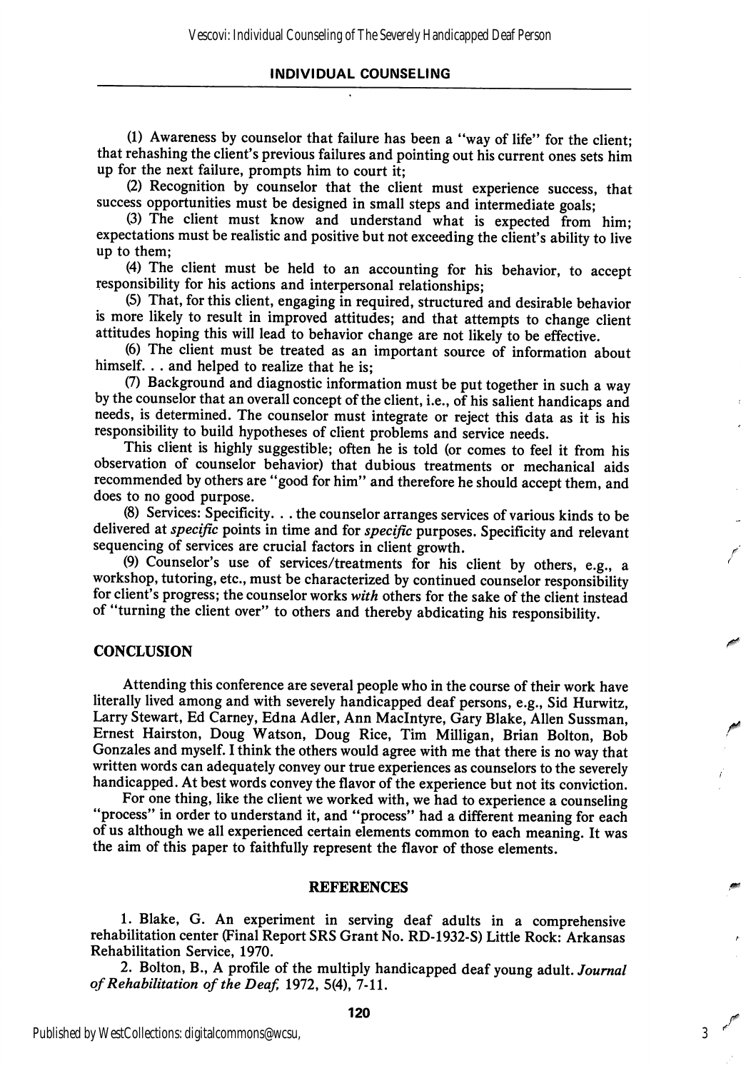(1) Awareness by counselor that failure has been a "way of life" for the client; that rehashing the client's previous failures and pointing out his current ones sets him up for the next failure, prompts him to court it;

(2) Recognition by counselor that the client must experience success, that success opportunities must be designed in small steps and intermediate goals;

(3) The client must know and understand what is expected from him; expectations must be realistic and positive but not exceeding the client's ability to live up to them;

(4) The client must be held to an accounting for his behavior, to accept responsibility for his actions and interpersonal relationships;

(5) That, for this client, engaging in required, structured and desirable behavior is more likely to result in improved attitudes; and that attempts to change client attitudes hoping this will lead to behavior change are not likely to be effective.

(6) The client must be treated as an important source of information about himself. . . and helped to realize that he is;

(7) Background and diagnostic information must be put together in such a way by the counselor that an overall concept of the client, i.e., of his salient handicaps and needs, is determined. The counselor must integrate or reject this data as it is his responsibility to build hypotheses of client problems and service needs.

This client is highly suggestible; often he is told (or comes to feel it from his observation of counselor behavior) that dubious treatments or mechanical aids recommended by others are "good for him" and therefore he should accept them, and does to no good purpose.

(8) Services: Specificity. . . the counselor arranges services of various kinds to be delivered at *specific* points in time and for *specific* purposes. Specificity and relevant sequencing of services are crucial factors in client growth.

(9) Counselor's use of services/treatments for his client by others, e.g., a workshop, tutoring, etc., must be characterized by continued counselor responsibility for client's progress; the counselor works *with* others for the sake of the client instead of "turning the client over" to others and thereby abdicating his responsibility.

## CONCLUSION

Attending this conference are several people who in the course of their work have literally lived among and with severely handicapped deaf persons, e.g., Sid Hurwitz, Larry Stewart, Ed Carney, Edna Adler, Ann MacIntyre, Gary Blake, Allen Sussman, Ernest Hairston, Doug Watson, Doug Rice, Tim Milligan, Brian Bolton, Bob Gonzales and myself. I think the others would agree with me that there is no way that written words can adequately convey our true experiences as counselors to the severely handicapped. At best words convey the flavor of the experience but not its conviction.

For one thing, like the client we worked with, we had to experience a counseling "process" in order to understand it, and "process" had a different meaning for each of us although we all experienced certain elements common to each meaning. It was the aim of this paper to faithfully represent the flavor of those elements.

## REFERENCES

1. Blake, G. An experiment in serving deaf adults in a comprehensive rehabilitation center (Final Report SRS Grant No. RD-1932-S) Little Rock: Arkansas Rehabilitation Service, 1970.

2. Bolton, B., A profile of the multiply handicapped deaf young adult. *Journal of Rehabilitation of the Deaf,* 1972, 5(4), 7-11.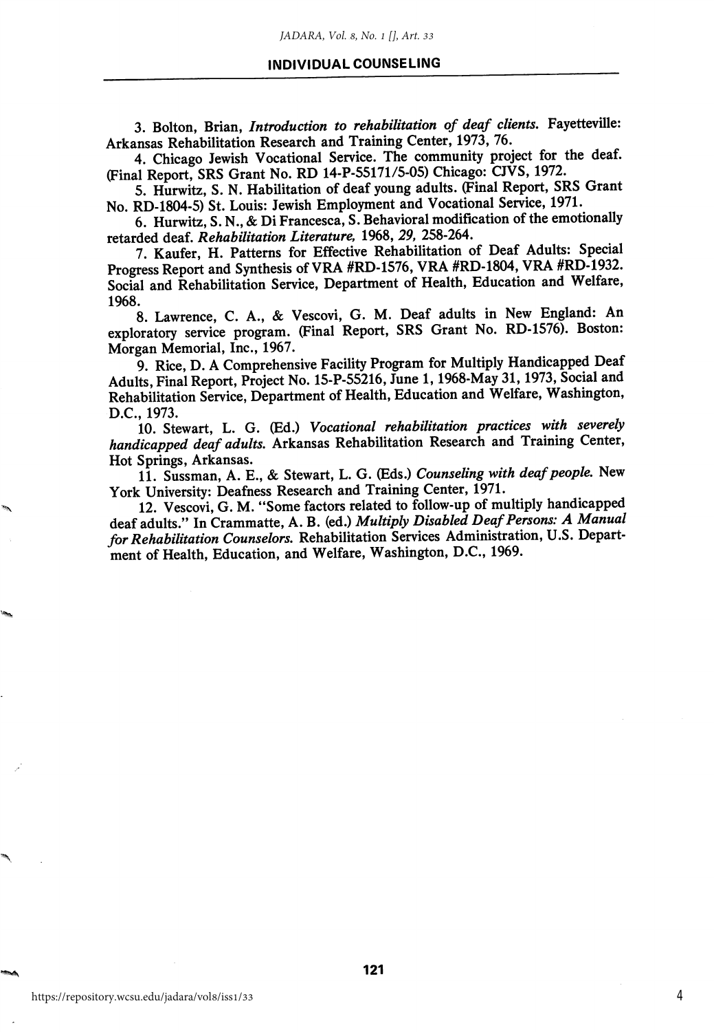3. Bolton, Brian, *Introduction to rehabilitation of deaf clients.* Fayetteville: Arkansas Rehabilitation Research and Training Center, 1973, 76.

4. Chicago Jewish Vocational Service. The community project for the deaf. (Final Report, SRS Grant No. RD 14-P-55171/5-05) Chicago: CJVS, 1972.

5. Hurwitz, S. N. Habilitation of deaf young adults. (Final Report, SRS Grant No. RD-1804-5) St. Louis: Jewish Employment and Vocational Service, 1971.

6. Hurwitz, S. N., & Di Francesca, S. Behavioral modification of the emotionally retarded deaf. *Rehabilitation Literature,* 1968, *29,* 258-264.

7. Kaufer, H. Patterns for Effective Rehabilitation of Deaf Adults: Special Progress Report and Synthesis of VRA #RD-1576, VRA #RD-1804, VRA #RD-1932. Social and Rehabilitation Service, Department of Health, Education and Welfare, 1968.

8. Lawrence, C. A., & Vescovi, G. M. Deaf adults in New England: An exploratory service program. (Final Report, SRS Grant No. RD-1576). Boston: Morgan Memorial, Inc., 1967.

9. Rice, D. A Comprehensive Facility Program for Multiply Handicapped Deaf Adults, Final Report, Project No. 15-P-55216, June 1, 1968-May 31, 1973, Social and Rehabilitation Service, Department of Health, Education and Welfare, Washington, D.C., 1973.

10. Stewart, L. G. (Ed.) *Vocational rehabilitation practices with severely handicapped deaf adults.* Arkansas Rehabilitation Research and Training Center, Hot Springs, Arkansas.

11. Sussman, A. E., & Stewart, L. G. (Eds.) *Counseling with deaf people.* New York University: Deafness Research and Training Center, 1971.

12. Vescovi, G. M. "Some factors related to follow-up of multiply handicapped deaf adults." In Crammatte, A. B. (ed.) *Multiply Disabled Deaf Persons: A Manual for Rehabilitation Counselors.* Rehabilitation Services Administration, U.S. Department of Health, Education, and Welfare, Washington, D.C., 1969.